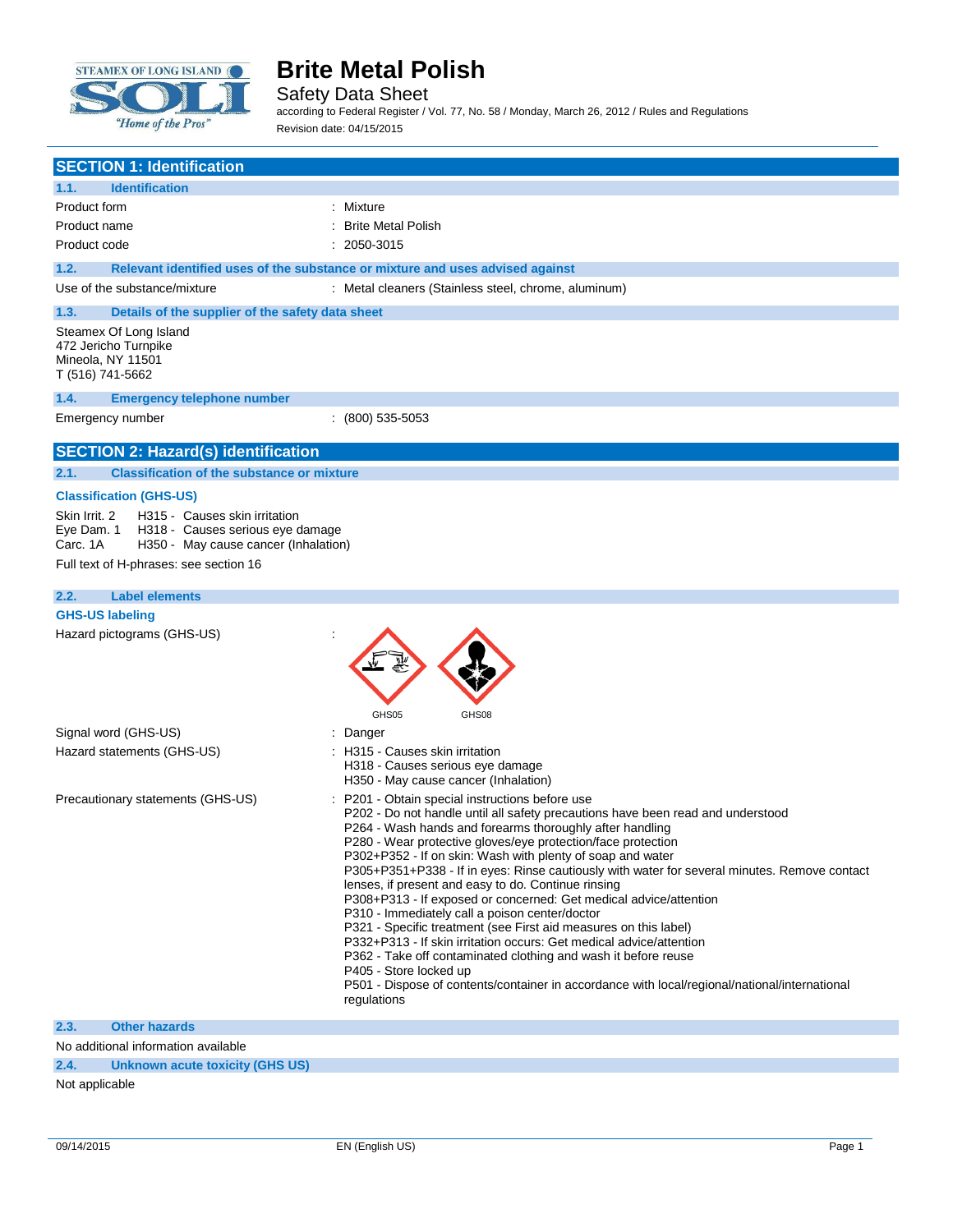# Brite Metal Polish

Safety Data Sheet

according to Federal Register / Vol. 77, No. 58 / Monday, March 26, 2012 / Rules and Regulations

Revision date: 04/15/2015

## SECTION 1: Identification

### 1.1. Identification

| | |
|---|---|
| Product form | : Mixture |
| Product name | : Brite Metal Polish |
| Product code | : 2050-3015 |

### 1.2. Relevant identified uses of the substance or mixture and uses advised against

| | |
|---|---|
| Use of the substance/mixture | : Metal cleaners (Stainless steel, chrome, aluminum) |

### 1.3. Details of the supplier of the safety data sheet

Steamex Of Long Island
472 Jericho Turnpike
Mineola, NY 11501
T (516) 741-5662

### 1.4. Emergency telephone number

| | |
|---|---|
| Emergency number | : (800) 535-5053 |

## SECTION 2: Hazard(s) identification

### 2.1. Classification of the substance or mixture

**Classification (GHS-US)**

| | |
|---|---|
| Skin Irrit. 2 | H315 - Causes skin irritation |
| Eye Dam. 1 | H318 - Causes serious eye damage |
| Carc. 1A | H350 - May cause cancer (Inhalation) |

Full text of H-phrases: see section 16

### 2.2. Label elements

**GHS-US labeling**

Hazard pictograms (GHS-US) :

GHS05 GHS08

Signal word (GHS-US) : Danger

Hazard statements (GHS-US) :
- H315 - Causes skin irritation
- H318 - Causes serious eye damage
- H350 - May cause cancer (Inhalation)

Precautionary statements (GHS-US) :
- P201 - Obtain special instructions before use
- P202 - Do not handle until all safety precautions have been read and understood
- P264 - Wash hands and forearms thoroughly after handling
- P280 - Wear protective gloves/eye protection/face protection
- P302+P352 - If on skin: Wash with plenty of soap and water
- P305+P351+P338 - If in eyes: Rinse cautiously with water for several minutes. Remove contact lenses, if present and easy to do. Continue rinsing
- P308+P313 - If exposed or concerned: Get medical advice/attention
- P310 - Immediately call a poison center/doctor
- P321 - Specific treatment (see First aid measures on this label)
- P332+P313 - If skin irritation occurs: Get medical advice/attention
- P362 - Take off contaminated clothing and wash it before reuse
- P405 - Store locked up
- P501 - Dispose of contents/container in accordance with local/regional/national/international regulations

### 2.3. Other hazards

No additional information available

### 2.4. Unknown acute toxicity (GHS US)

Not applicable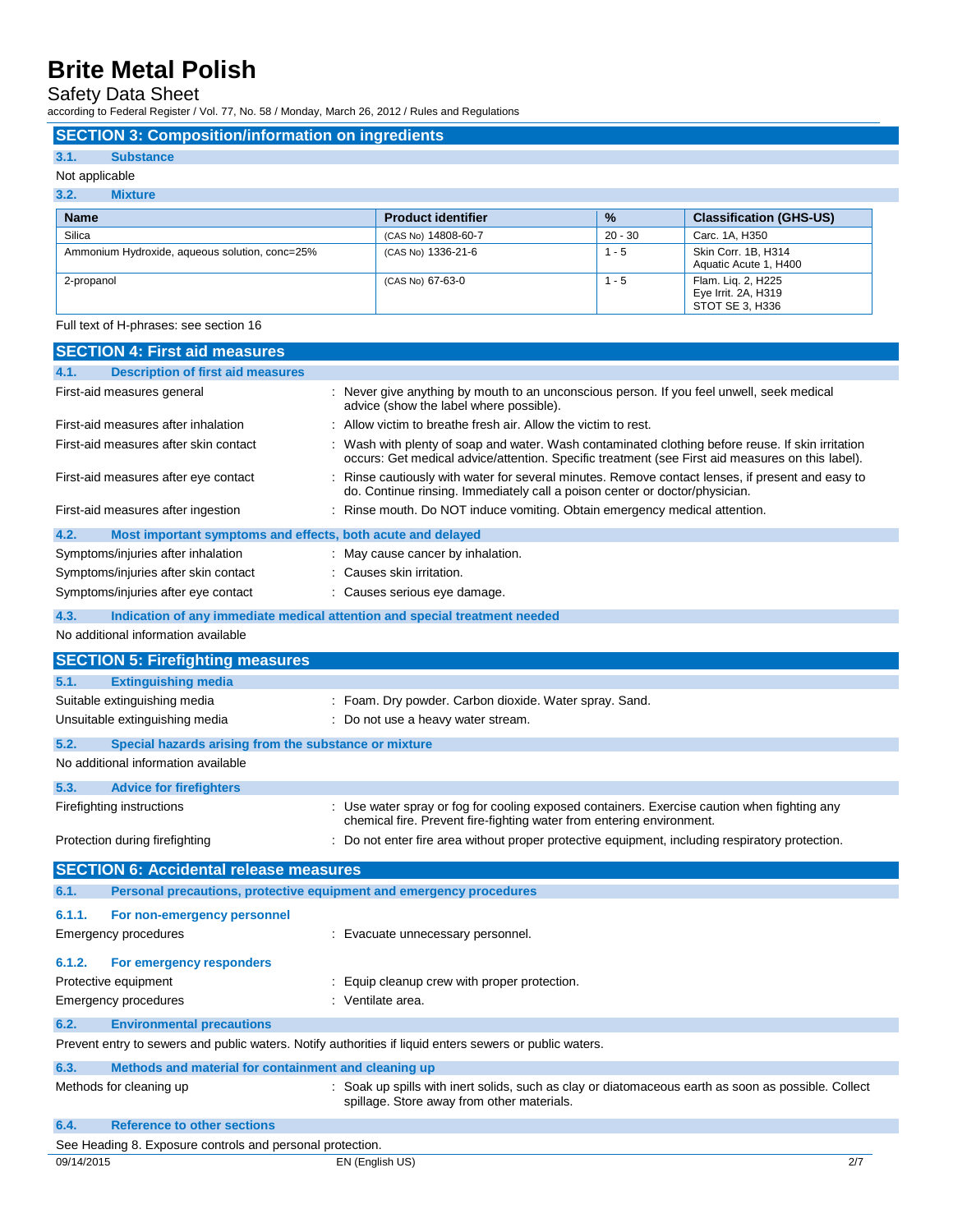## SECTION 3: Composition/information on ingredients

### 3.1. Substance

Not applicable

### 3.2. Mixture

| Name | Product identifier | % | Classification (GHS-US) |
|---|---|---|---|
| Silica | (CAS No) 14808-60-7 | 20 - 30 | Carc. 1A, H350 |
| Ammonium Hydroxide, aqueous solution, conc=25% | (CAS No) 1336-21-6 | 1 - 5 | Skin Corr. 1B, H314<br>Aquatic Acute 1, H400 |
| 2-propanol | (CAS No) 67-63-0 | 1 - 5 | Flam. Liq. 2, H225<br>Eye Irrit. 2A, H319<br>STOT SE 3, H336 |

Full text of H-phrases: see section 16

## SECTION 4: First aid measures

### 4.1. Description of first aid measures

First-aid measures general : Never give anything by mouth to an unconscious person. If you feel unwell, seek medical advice (show the label where possible).

First-aid measures after inhalation : Allow victim to breathe fresh air. Allow the victim to rest.

First-aid measures after skin contact : Wash with plenty of soap and water. Wash contaminated clothing before reuse. If skin irritation occurs: Get medical advice/attention. Specific treatment (see First aid measures on this label).

First-aid measures after eye contact : Rinse cautiously with water for several minutes. Remove contact lenses, if present and easy to do. Continue rinsing. Immediately call a poison center or doctor/physician.

First-aid measures after ingestion : Rinse mouth. Do NOT induce vomiting. Obtain emergency medical attention.

### 4.2. Most important symptoms and effects, both acute and delayed

Symptoms/injuries after inhalation : May cause cancer by inhalation.

Symptoms/injuries after skin contact : Causes skin irritation.

Symptoms/injuries after eye contact : Causes serious eye damage.

### 4.3. Indication of any immediate medical attention and special treatment needed

No additional information available

## SECTION 5: Firefighting measures

### 5.1. Extinguishing media

Suitable extinguishing media : Foam. Dry powder. Carbon dioxide. Water spray. Sand.

Unsuitable extinguishing media : Do not use a heavy water stream.

### 5.2. Special hazards arising from the substance or mixture

No additional information available

### 5.3. Advice for firefighters

Firefighting instructions : Use water spray or fog for cooling exposed containers. Exercise caution when fighting any chemical fire. Prevent fire-fighting water from entering environment.

Protection during firefighting : Do not enter fire area without proper protective equipment, including respiratory protection.

## SECTION 6: Accidental release measures

### 6.1. Personal precautions, protective equipment and emergency procedures

#### 6.1.1. For non-emergency personnel

Emergency procedures : Evacuate unnecessary personnel.

#### 6.1.2. For emergency responders

Protective equipment : Equip cleanup crew with proper protection.

Emergency procedures : Ventilate area.

### 6.2. Environmental precautions

Prevent entry to sewers and public waters. Notify authorities if liquid enters sewers or public waters.

### 6.3. Methods and material for containment and cleaning up

Methods for cleaning up : Soak up spills with inert solids, such as clay or diatomaceous earth as soon as possible. Collect spillage. Store away from other materials.

### 6.4. Reference to other sections

See Heading 8. Exposure controls and personal protection.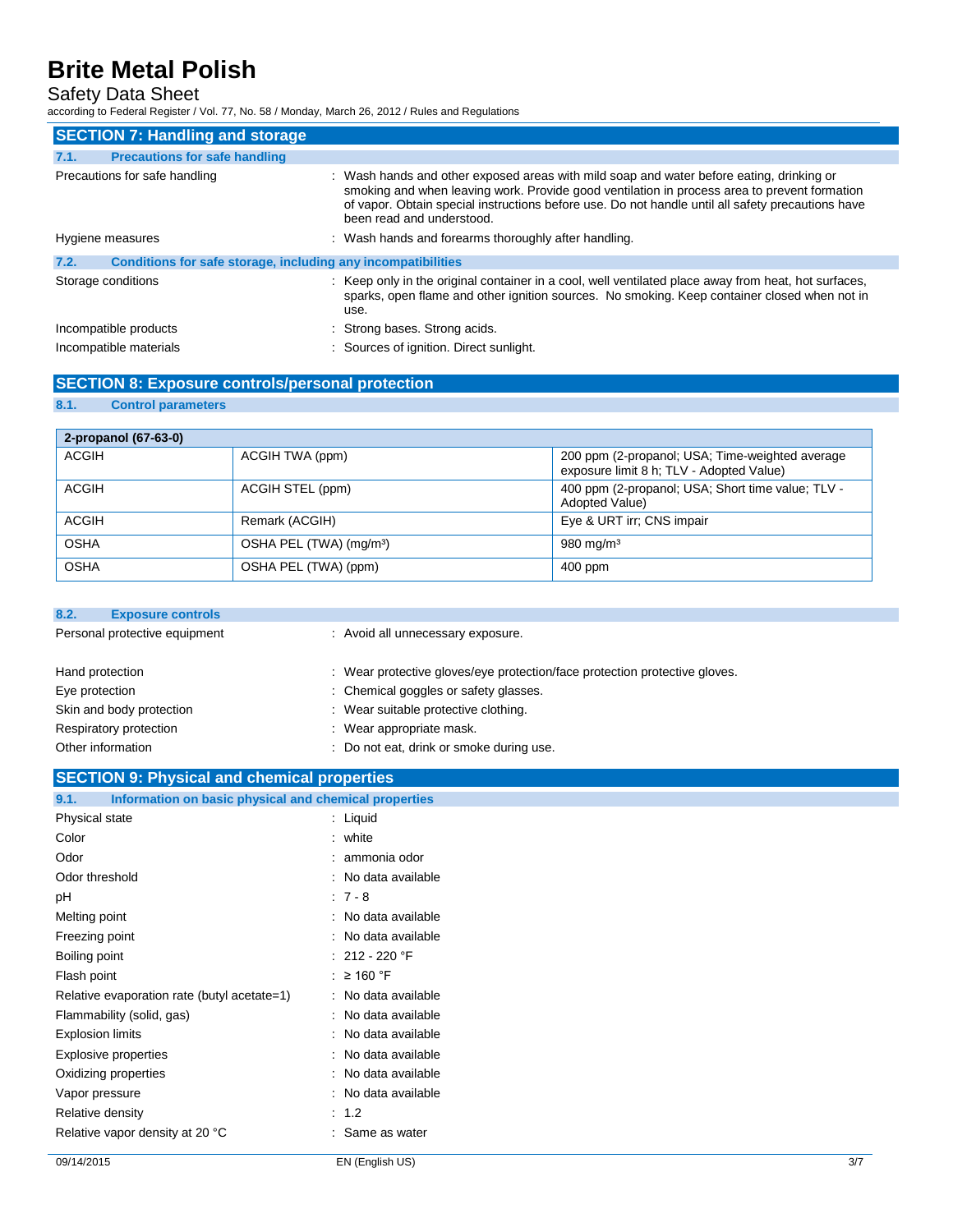# Brite Metal Polish

Safety Data Sheet

according to Federal Register / Vol. 77, No. 58 / Monday, March 26, 2012 / Rules and Regulations

## SECTION 7: Handling and storage

### 7.1. Precautions for safe handling

Precautions for safe handling : Wash hands and other exposed areas with mild soap and water before eating, drinking or smoking and when leaving work. Provide good ventilation in process area to prevent formation of vapor. Obtain special instructions before use. Do not handle until all safety precautions have been read and understood.

Hygiene measures : Wash hands and forearms thoroughly after handling.

### 7.2. Conditions for safe storage, including any incompatibilities

Storage conditions : Keep only in the original container in a cool, well ventilated place away from heat, hot surfaces, sparks, open flame and other ignition sources. No smoking. Keep container closed when not in use.

Incompatible products : Strong bases. Strong acids.

Incompatible materials : Sources of ignition. Direct sunlight.

## SECTION 8: Exposure controls/personal protection

### 8.1. Control parameters

| 2-propanol (67-63-0) | | |
|---|---|---|
| ACGIH | ACGIH TWA (ppm) | 200 ppm (2-propanol; USA; Time-weighted average exposure limit 8 h; TLV - Adopted Value) |
| ACGIH | ACGIH STEL (ppm) | 400 ppm (2-propanol; USA; Short time value; TLV - Adopted Value) |
| ACGIH | Remark (ACGIH) | Eye & URT irr; CNS impair |
| OSHA | OSHA PEL (TWA) (mg/m³) | 980 mg/m³ |
| OSHA | OSHA PEL (TWA) (ppm) | 400 ppm |

### 8.2. Exposure controls

Personal protective equipment : Avoid all unnecessary exposure.

Hand protection : Wear protective gloves/eye protection/face protection protective gloves.

Eye protection : Chemical goggles or safety glasses.

Skin and body protection : Wear suitable protective clothing.

Respiratory protection : Wear appropriate mask.

Other information : Do not eat, drink or smoke during use.

## SECTION 9: Physical and chemical properties

### 9.1. Information on basic physical and chemical properties

Physical state : Liquid

Color : white

Odor : ammonia odor

Odor threshold : No data available

pH : 7 - 8

Melting point : No data available

Freezing point : No data available

Boiling point : 212 - 220 °F

Flash point : ≥ 160 °F

Relative evaporation rate (butyl acetate=1) : No data available

Flammability (solid, gas) : No data available

Explosion limits : No data available

Explosive properties : No data available

Oxidizing properties : No data available

Vapor pressure : No data available

Relative density : 1.2

Relative vapor density at 20 °C : Same as water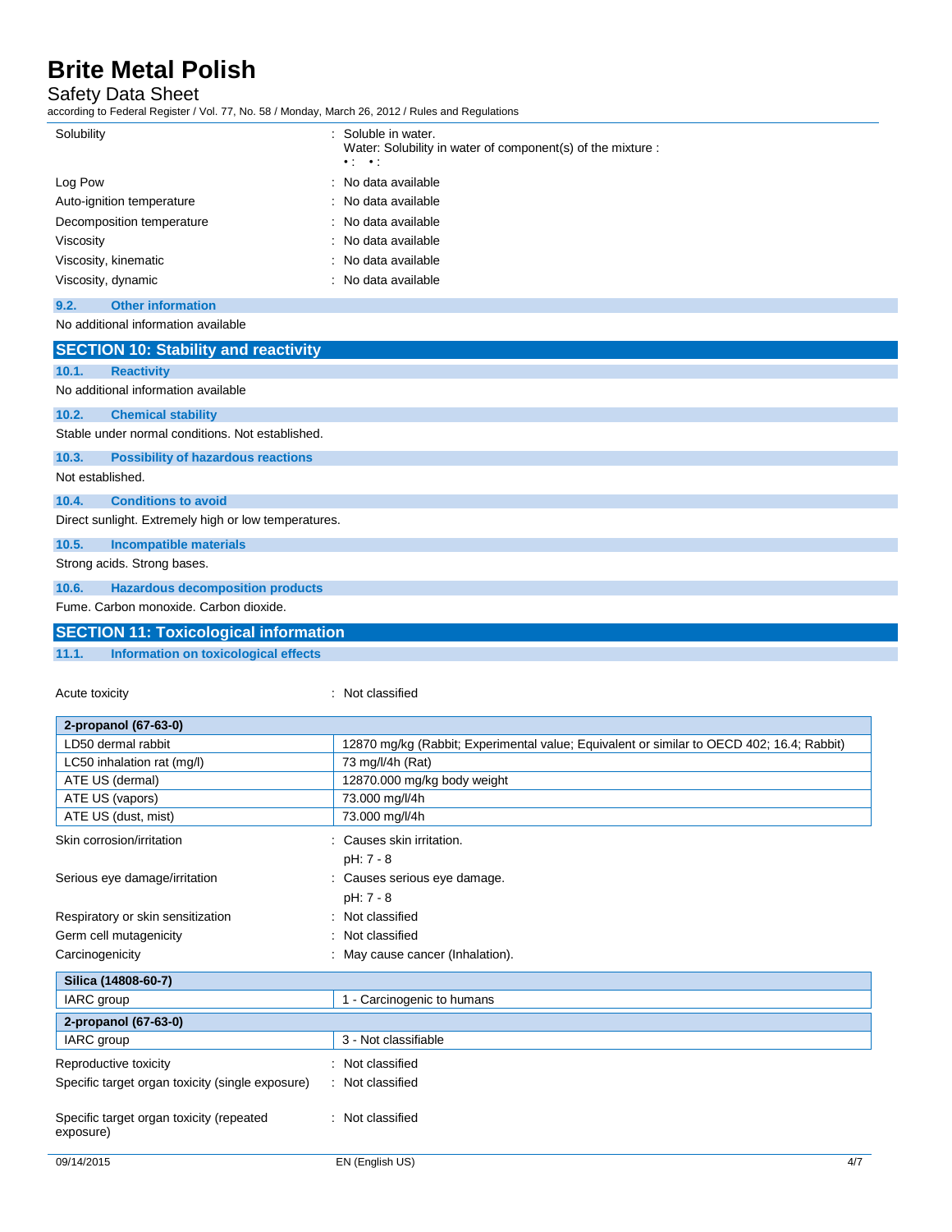| | |
|---|---|
| Solubility | : Soluble in water.<br>Water: Solubility in water of component(s) of the mixture :<br>• : • : |
| Log Pow | : No data available |
| Auto-ignition temperature | : No data available |
| Decomposition temperature | : No data available |
| Viscosity | : No data available |
| Viscosity, kinematic | : No data available |
| Viscosity, dynamic | : No data available |

### 9.2. Other information

No additional information available

## SECTION 10: Stability and reactivity

### 10.1. Reactivity

No additional information available

### 10.2. Chemical stability

Stable under normal conditions. Not established.

### 10.3. Possibility of hazardous reactions

Not established.

### 10.4. Conditions to avoid

Direct sunlight. Extremely high or low temperatures.

### 10.5. Incompatible materials

Strong acids. Strong bases.

### 10.6. Hazardous decomposition products

Fume. Carbon monoxide. Carbon dioxide.

## SECTION 11: Toxicological information

### 11.1. Information on toxicological effects

Acute toxicity : Not classified

| 2-propanol (67-63-0) | |
|---|---|
| LD50 dermal rabbit | 12870 mg/kg (Rabbit; Experimental value; Equivalent or similar to OECD 402; 16.4; Rabbit) |
| LC50 inhalation rat (mg/l) | 73 mg/l/4h (Rat) |
| ATE US (dermal) | 12870.000 mg/kg body weight |
| ATE US (vapors) | 73.000 mg/l/4h |
| ATE US (dust, mist) | 73.000 mg/l/4h |

| | |
|---|---|
| Skin corrosion/irritation | : Causes skin irritation.<br>pH: 7 - 8 |
| Serious eye damage/irritation | : Causes serious eye damage.<br>pH: 7 - 8 |
| Respiratory or skin sensitization | : Not classified |
| Germ cell mutagenicity | : Not classified |
| Carcinogenicity | : May cause cancer (Inhalation). |

| Silica (14808-60-7) | |
|---|---|
| IARC group | 1 - Carcinogenic to humans |
| **2-propanol (67-63-0)** | |
| IARC group | 3 - Not classifiable |

| | |
|---|---|
| Reproductive toxicity | : Not classified |
| Specific target organ toxicity (single exposure) | : Not classified |
| Specific target organ toxicity (repeated exposure) | : Not classified |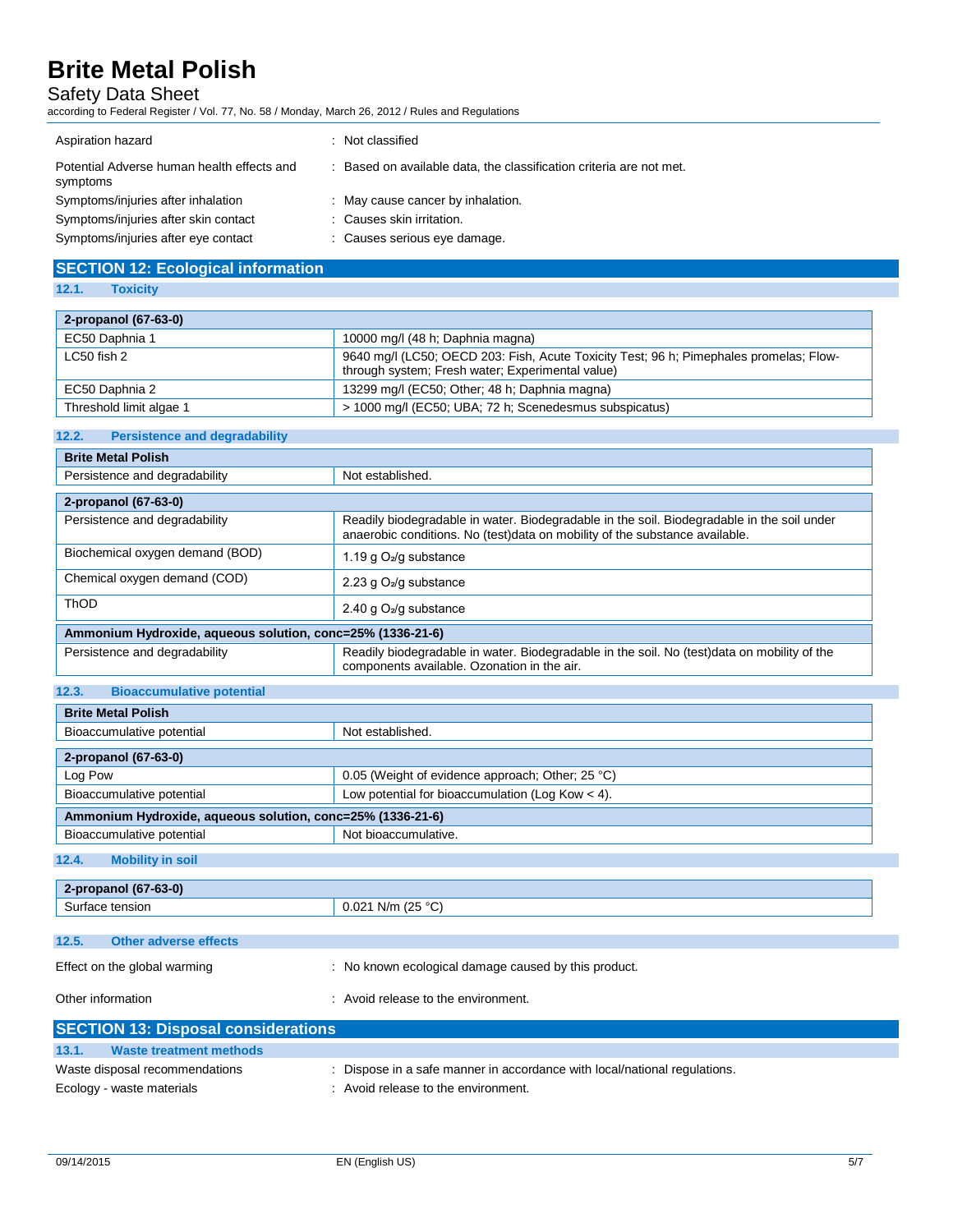| | |
|---|---|
| Aspiration hazard | : Not classified |
| Potential Adverse human health effects and symptoms | : Based on available data, the classification criteria are not met. |
| Symptoms/injuries after inhalation | : May cause cancer by inhalation. |
| Symptoms/injuries after skin contact | : Causes skin irritation. |
| Symptoms/injuries after eye contact | : Causes serious eye damage. |

## SECTION 12: Ecological information

### 12.1. Toxicity

| 2-propanol (67-63-0) | |
|---|---|
| EC50 Daphnia 1 | 10000 mg/l (48 h; Daphnia magna) |
| LC50 fish 2 | 9640 mg/l (LC50; OECD 203: Fish, Acute Toxicity Test; 96 h; Pimephales promelas; Flow-through system; Fresh water; Experimental value) |
| EC50 Daphnia 2 | 13299 mg/l (EC50; Other; 48 h; Daphnia magna) |
| Threshold limit algae 1 | > 1000 mg/l (EC50; UBA; 72 h; Scenedesmus subspicatus) |

### 12.2. Persistence and degradability

| Brite Metal Polish | |
|---|---|
| Persistence and degradability | Not established. |

| 2-propanol (67-63-0) | |
|---|---|
| Persistence and degradability | Readily biodegradable in water. Biodegradable in the soil. Biodegradable in the soil under anaerobic conditions. No (test)data on mobility of the substance available. |
| Biochemical oxygen demand (BOD) | 1.19 g $O_2$/g substance |
| Chemical oxygen demand (COD) | 2.23 g $O_2$/g substance |
| ThOD | 2.40 g $O_2$/g substance |

| Ammonium Hydroxide, aqueous solution, conc=25% (1336-21-6) | |
|---|---|
| Persistence and degradability | Readily biodegradable in water. Biodegradable in the soil. No (test)data on mobility of the components available. Ozonation in the air. |

### 12.3. Bioaccumulative potential

| Brite Metal Polish | |
|---|---|
| Bioaccumulative potential | Not established. |

| 2-propanol (67-63-0) | |
|---|---|
| Log Pow | 0.05 (Weight of evidence approach; Other; 25 °C) |
| Bioaccumulative potential | Low potential for bioaccumulation (Log Kow < 4). |

| Ammonium Hydroxide, aqueous solution, conc=25% (1336-21-6) | |
|---|---|
| Bioaccumulative potential | Not bioaccumulative. |

### 12.4. Mobility in soil

| 2-propanol (67-63-0) | |
|---|---|
| Surface tension | 0.021 N/m (25 °C) |

### 12.5. Other adverse effects

| | |
|---|---|
| Effect on the global warming | : No known ecological damage caused by this product. |
| Other information | : Avoid release to the environment. |

## SECTION 13: Disposal considerations

### 13.1. Waste treatment methods

| | |
|---|---|
| Waste disposal recommendations | : Dispose in a safe manner in accordance with local/national regulations. |
| Ecology - waste materials | : Avoid release to the environment. |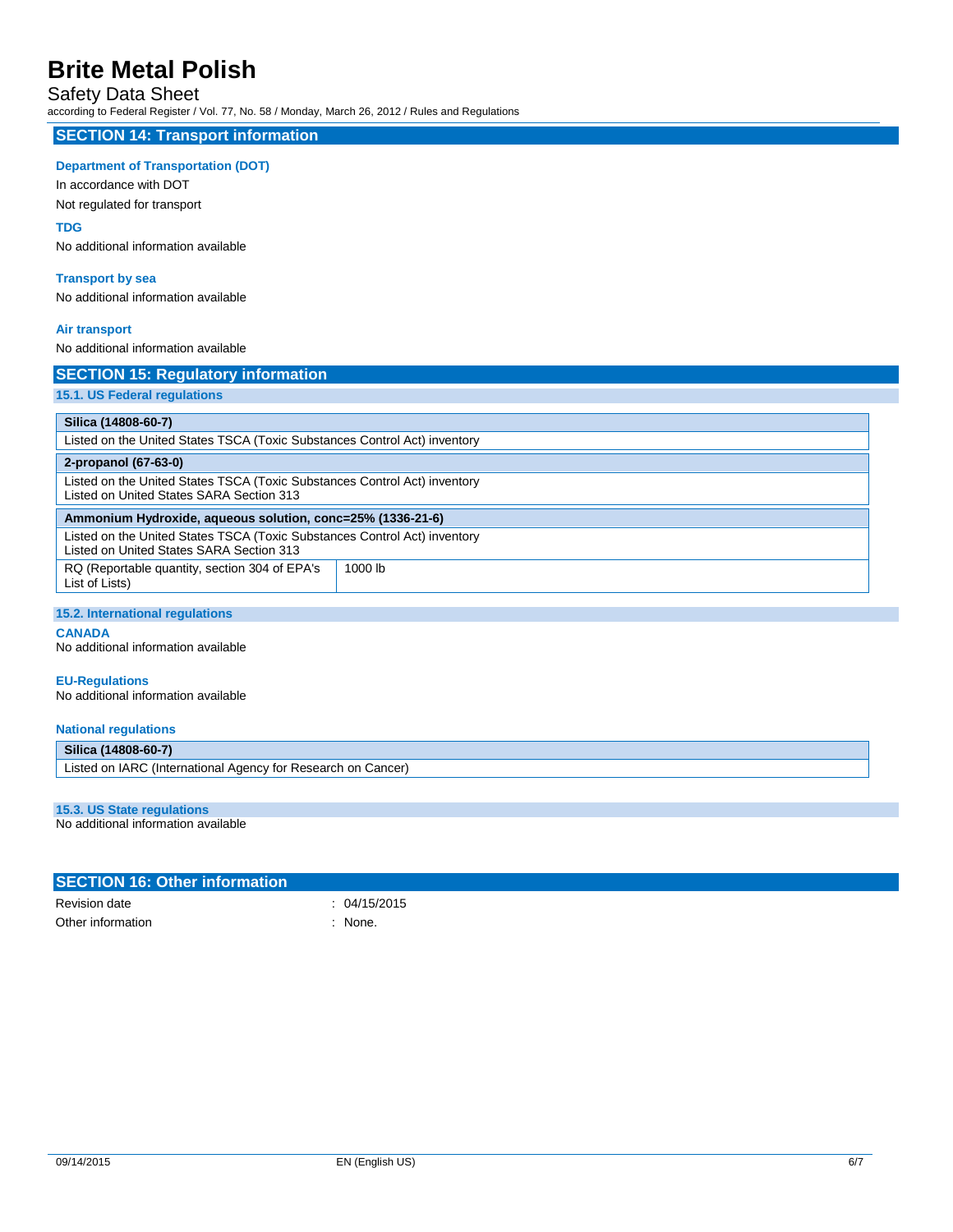## SECTION 14: Transport information

**Department of Transportation (DOT)**

In accordance with DOT

Not regulated for transport

**TDG**

No additional information available

**Transport by sea**

No additional information available

**Air transport**

No additional information available

## SECTION 15: Regulatory information

### 15.1. US Federal regulations

| **Silica (14808-60-7)** |
|---|
| Listed on the United States TSCA (Toxic Substances Control Act) inventory |

| **2-propanol (67-63-0)** |
|---|
| Listed on the United States TSCA (Toxic Substances Control Act) inventory<br>Listed on United States SARA Section 313 |

| **Ammonium Hydroxide, aqueous solution, conc=25% (1336-21-6)** | |
|---|---|
| Listed on the United States TSCA (Toxic Substances Control Act) inventory<br>Listed on United States SARA Section 313 | |
| RQ (Reportable quantity, section 304 of EPA's List of Lists) | 1000 lb |

### 15.2. International regulations

**CANADA**

No additional information available

**EU-Regulations**

No additional information available

**National regulations**

| **Silica (14808-60-7)** |
|---|
| Listed on IARC (International Agency for Research on Cancer) |

### 15.3. US State regulations

No additional information available

## SECTION 16: Other information

Revision date : 04/15/2015

Other information : None.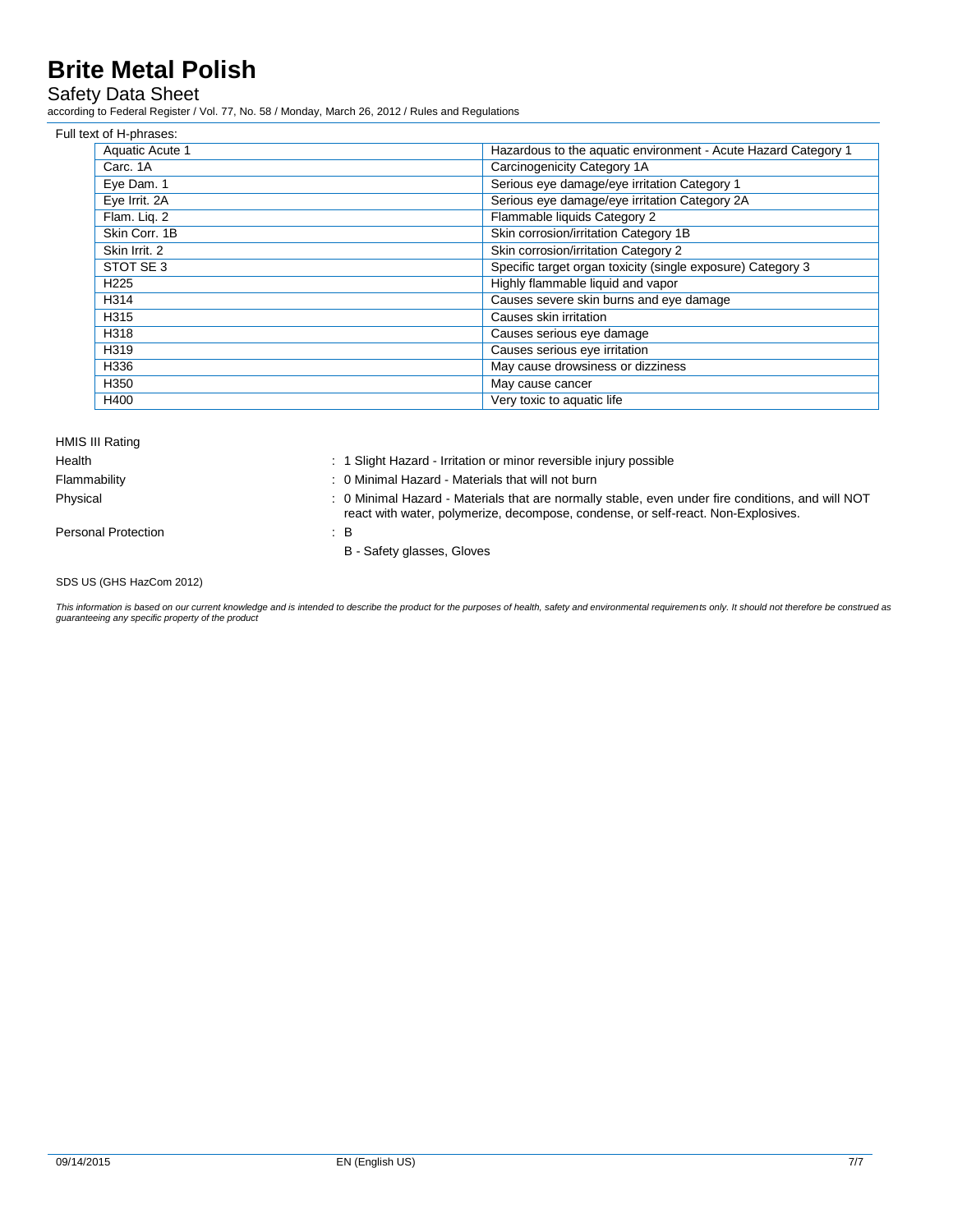Full text of H-phrases:

| | |
|---|---|
| Aquatic Acute 1 | Hazardous to the aquatic environment - Acute Hazard Category 1 |
| Carc. 1A | Carcinogenicity Category 1A |
| Eye Dam. 1 | Serious eye damage/eye irritation Category 1 |
| Eye Irrit. 2A | Serious eye damage/eye irritation Category 2A |
| Flam. Liq. 2 | Flammable liquids Category 2 |
| Skin Corr. 1B | Skin corrosion/irritation Category 1B |
| Skin Irrit. 2 | Skin corrosion/irritation Category 2 |
| STOT SE 3 | Specific target organ toxicity (single exposure) Category 3 |
| H225 | Highly flammable liquid and vapor |
| H314 | Causes severe skin burns and eye damage |
| H315 | Causes skin irritation |
| H318 | Causes serious eye damage |
| H319 | Causes serious eye irritation |
| H336 | May cause drowsiness or dizziness |
| H350 | May cause cancer |
| H400 | Very toxic to aquatic life |

HMIS III Rating

Health : 1 Slight Hazard - Irritation or minor reversible injury possible

Flammability : 0 Minimal Hazard - Materials that will not burn

Physical : 0 Minimal Hazard - Materials that are normally stable, even under fire conditions, and will NOT react with water, polymerize, decompose, condense, or self-react. Non-Explosives.

Personal Protection : B

B - Safety glasses, Gloves

SDS US (GHS HazCom 2012)

*This information is based on our current knowledge and is intended to describe the product for the purposes of health, safety and environmental requirements only. It should not therefore be construed as guaranteeing any specific property of the product*